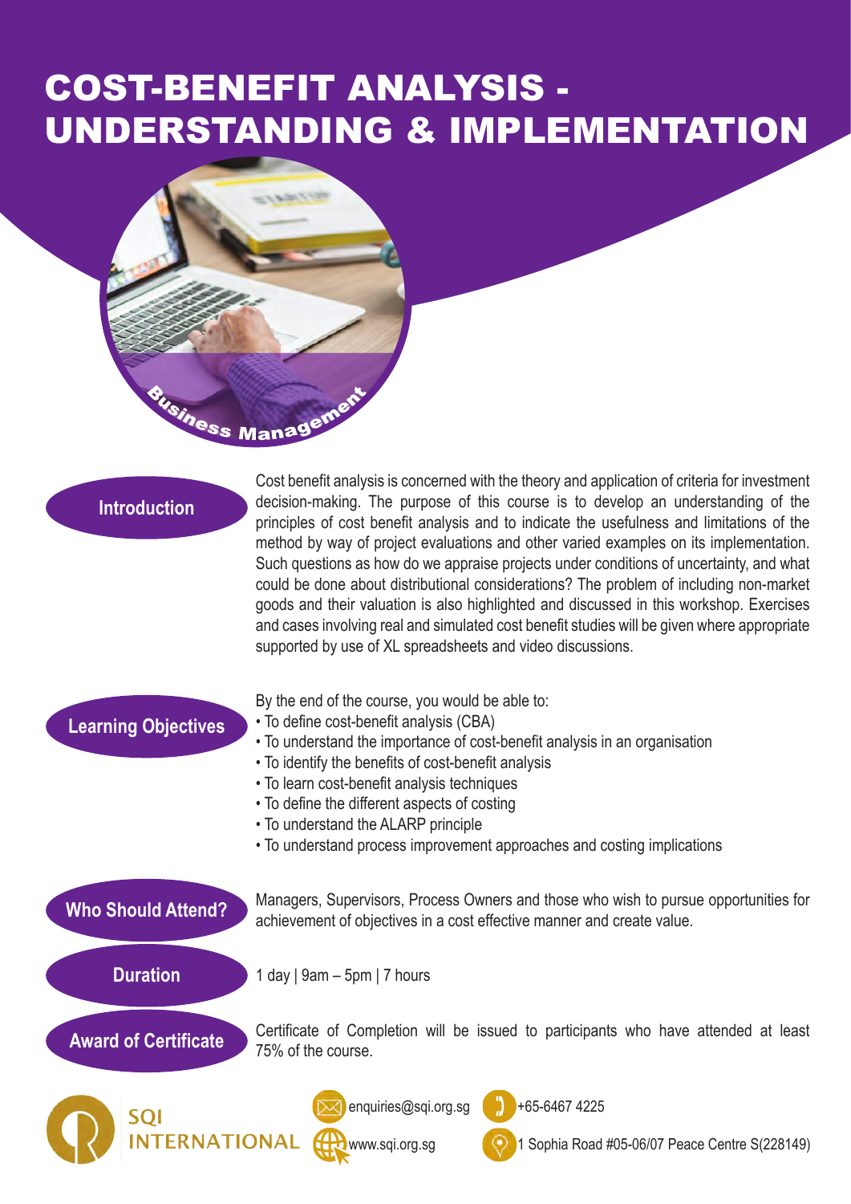# COST-BENEFIT ANALYSIS - UNDERSTANDING & IMPLEMENTATION

Business Management

## Introduction

Cost benefit analysis is concerned with the theory and application of criteria for investment decision-making. The purpose of this course is to develop an understanding of the principles of cost benefit analysis and to indicate the usefulness and limitations of the method by way of project evaluations and other varied examples on its implementation. Such questions as how do we appraise projects under conditions of uncertainty, and what could be done about distributional considerations? The problem of including non-market goods and their valuation is also highlighted and discussed in this workshop. Exercises and cases involving real and simulated cost benefit studies will be given where appropriate supported by use of XL spreadsheets and video discussions.

## Learning Objectives

By the end of the course, you would be able to:

- To define cost-benefit analysis (CBA)
- To understand the importance of cost-benefit analysis in an organisation
- To identify the benefits of cost-benefit analysis
- To learn cost-benefit analysis techniques
- To define the different aspects of costing
- To understand the ALARP principle
- To understand process improvement approaches and costing implications

## Who Should Attend?

Managers, Supervisors, Process Owners and those who wish to pursue opportunities for achievement of objectives in a cost effective manner and create value.

## Duration

1 day | 9am – 5pm | 7 hours

## Award of Certificate

Certificate of Completion will be issued to participants who have attended at least 75% of the course.

SQI INTERNATIONAL

enquiries@sqi.org.sg

www.sqi.org.sg

+65-6467 4225

1 Sophia Road #05-06/07 Peace Centre S(228149)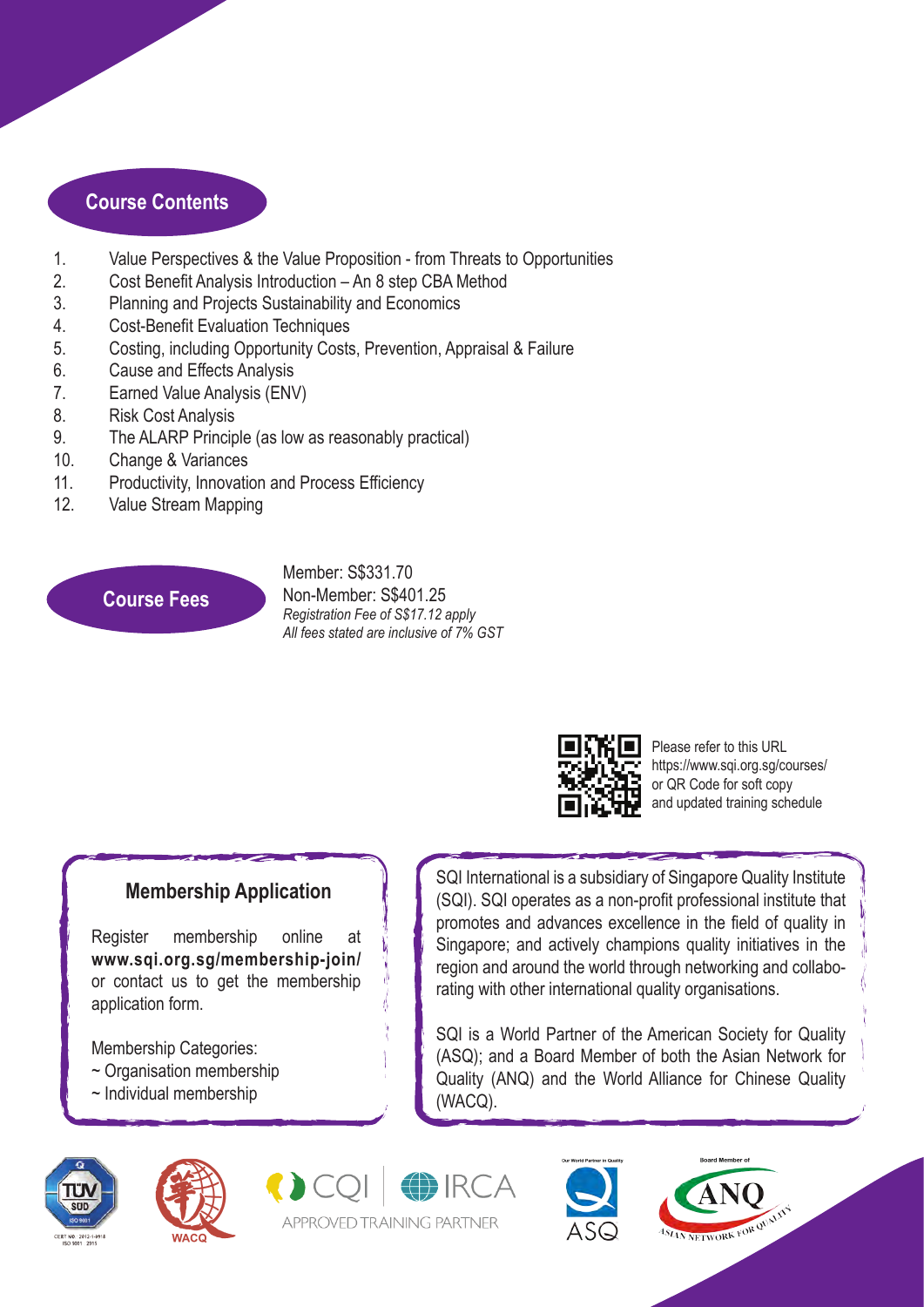## Course Contents

1. Value Perspectives & the Value Proposition - from Threats to Opportunities
2. Cost Benefit Analysis Introduction – An 8 step CBA Method
3. Planning and Projects Sustainability and Economics
4. Cost-Benefit Evaluation Techniques
5. Costing, including Opportunity Costs, Prevention, Appraisal & Failure
6. Cause and Effects Analysis
7. Earned Value Analysis (ENV)
8. Risk Cost Analysis
9. The ALARP Principle (as low as reasonably practical)
10. Change & Variances
11. Productivity, Innovation and Process Efficiency
12. Value Stream Mapping

## Course Fees

Member: S$331.70
Non-Member: S$401.25
*Registration Fee of S$17.12 apply*
*All fees stated are inclusive of 7% GST*

Please refer to this URL https://www.sqi.org.sg/courses/ or QR Code for soft copy and updated training schedule

### Membership Application

Register membership online at **www.sqi.org.sg/membership-join/** or contact us to get the membership application form.

Membership Categories:
~ Organisation membership
~ Individual membership

SQI International is a subsidiary of Singapore Quality Institute (SQI). SQI operates as a non-profit professional institute that promotes and advances excellence in the field of quality in Singapore; and actively champions quality initiatives in the region and around the world through networking and collaborating with other international quality organisations.

SQI is a World Partner of the American Society for Quality (ASQ); and a Board Member of both the Asian Network for Quality (ANQ) and the World Alliance for Chinese Quality (WACQ).

TÜV SÜD CERT NO. 2012-1-4918 ISO 9001 : 2015

WACQ

CQI | IRCA APPROVED TRAINING PARTNER

Our World Partner in Quality ASQ

Board Member of ANQ ASIAN NETWORK FOR QUALITY